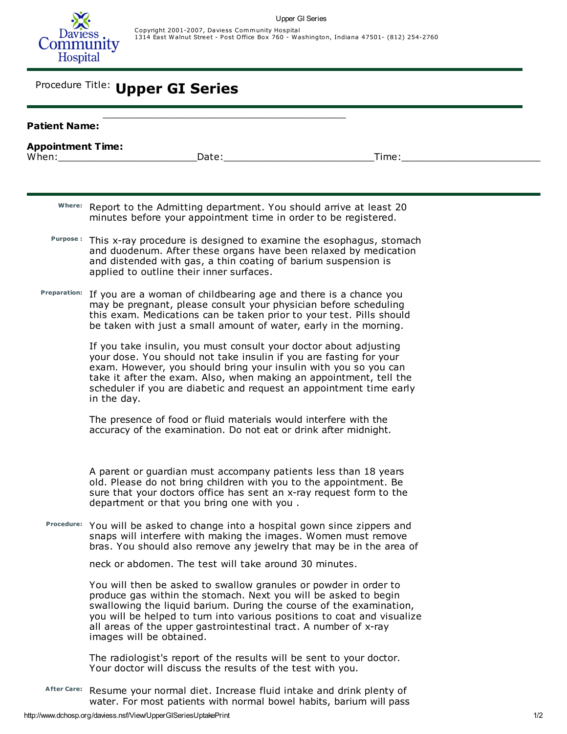Daviess Community Hospital

Copyright 2001-2007, Daviess Community Hospital
1314 East Walnut Street - Post Office Box 760 - Washington, Indiana 47501- (812) 254-2760

# Procedure Title: Upper GI Series

**Patient Name:** ________________________________________

**Appointment Time:**
When:______________________ Date:________________________ Time:______________________

**Where:** Report to the Admitting department. You should arrive at least 20 minutes before your appointment time in order to be registered.

**Purpose :** This x-ray procedure is designed to examine the esophagus, stomach and duodenum. After these organs have been relaxed by medication and distended with gas, a thin coating of barium suspension is applied to outline their inner surfaces.

**Preparation:** If you are a woman of childbearing age and there is a chance you may be pregnant, please consult your physician before scheduling this exam. Medications can be taken prior to your test. Pills should be taken with just a small amount of water, early in the morning.

If you take insulin, you must consult your doctor about adjusting your dose. You should not take insulin if you are fasting for your exam. However, you should bring your insulin with you so you can take it after the exam. Also, when making an appointment, tell the scheduler if you are diabetic and request an appointment time early in the day.

The presence of food or fluid materials would interfere with the accuracy of the examination. Do not eat or drink after midnight.

A parent or guardian must accompany patients less than 18 years old. Please do not bring children with you to the appointment. Be sure that your doctors office has sent an x-ray request form to the department or that you bring one with you .

**Procedure:** You will be asked to change into a hospital gown since zippers and snaps will interfere with making the images. Women must remove bras. You should also remove any jewelry that may be in the area of neck or abdomen. The test will take around 30 minutes.

You will then be asked to swallow granules or powder in order to produce gas within the stomach. Next you will be asked to begin swallowing the liquid barium. During the course of the examination, you will be helped to turn into various positions to coat and visualize all areas of the upper gastrointestinal tract. A number of x-ray images will be obtained.

The radiologist's report of the results will be sent to your doctor. Your doctor will discuss the results of the test with you.

**After Care:** Resume your normal diet. Increase fluid intake and drink plenty of water. For most patients with normal bowel habits, barium will pass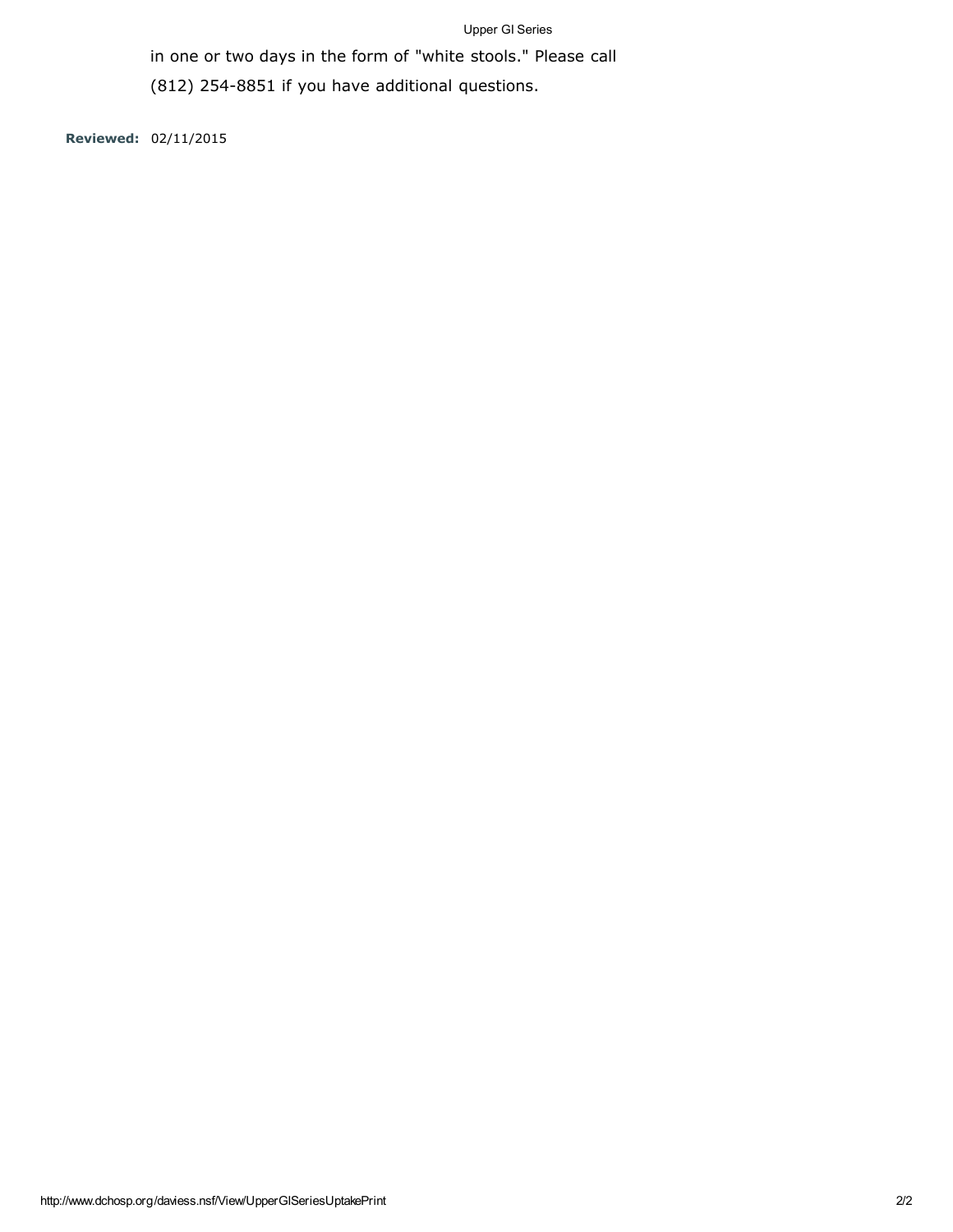in one or two days in the form of "white stools." Please call (812) 254-8851 if you have additional questions.

**Reviewed:** 02/11/2015